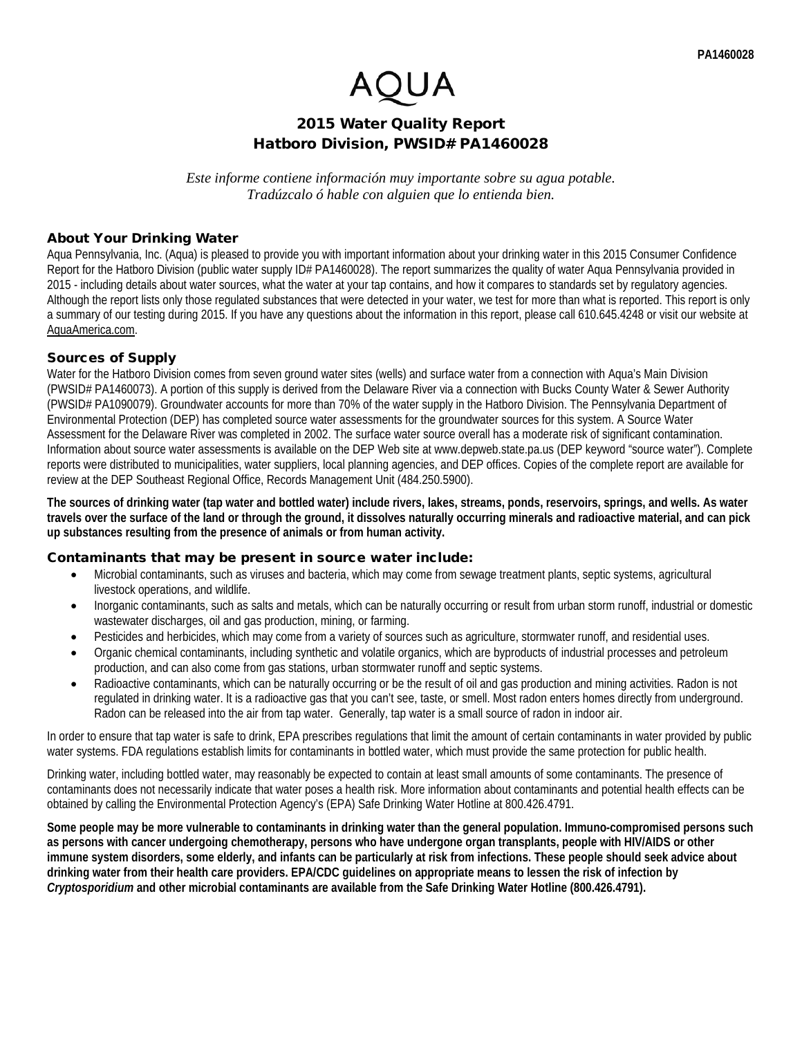AQUA

# 2015 Water Quality Report
# Hatboro Division, PWSID# PA1460028

*Este informe contiene información muy importante sobre su agua potable.*
*Tradúzcalo ó hable con alguien que lo entienda bien.*

## About Your Drinking Water

Aqua Pennsylvania, Inc. (Aqua) is pleased to provide you with important information about your drinking water in this 2015 Consumer Confidence Report for the Hatboro Division (public water supply ID# PA1460028). The report summarizes the quality of water Aqua Pennsylvania provided in 2015 - including details about water sources, what the water at your tap contains, and how it compares to standards set by regulatory agencies. Although the report lists only those regulated substances that were detected in your water, we test for more than what is reported. This report is only a summary of our testing during 2015. If you have any questions about the information in this report, please call 610.645.4248 or visit our website at AquaAmerica.com.

## Sources of Supply

Water for the Hatboro Division comes from seven ground water sites (wells) and surface water from a connection with Aqua's Main Division (PWSID# PA1460073). A portion of this supply is derived from the Delaware River via a connection with Bucks County Water & Sewer Authority (PWSID# PA1090079). Groundwater accounts for more than 70% of the water supply in the Hatboro Division. The Pennsylvania Department of Environmental Protection (DEP) has completed source water assessments for the groundwater sources for this system. A Source Water Assessment for the Delaware River was completed in 2002. The surface water source overall has a moderate risk of significant contamination. Information about source water assessments is available on the DEP Web site at www.depweb.state.pa.us (DEP keyword "source water"). Complete reports were distributed to municipalities, water suppliers, local planning agencies, and DEP offices. Copies of the complete report are available for review at the DEP Southeast Regional Office, Records Management Unit (484.250.5900).

**The sources of drinking water (tap water and bottled water) include rivers, lakes, streams, ponds, reservoirs, springs, and wells. As water travels over the surface of the land or through the ground, it dissolves naturally occurring minerals and radioactive material, and can pick up substances resulting from the presence of animals or from human activity.**

## Contaminants that may be present in source water include:

- Microbial contaminants, such as viruses and bacteria, which may come from sewage treatment plants, septic systems, agricultural livestock operations, and wildlife.
- Inorganic contaminants, such as salts and metals, which can be naturally occurring or result from urban storm runoff, industrial or domestic wastewater discharges, oil and gas production, mining, or farming.
- Pesticides and herbicides, which may come from a variety of sources such as agriculture, stormwater runoff, and residential uses.
- Organic chemical contaminants, including synthetic and volatile organics, which are byproducts of industrial processes and petroleum production, and can also come from gas stations, urban stormwater runoff and septic systems.
- Radioactive contaminants, which can be naturally occurring or be the result of oil and gas production and mining activities. Radon is not regulated in drinking water. It is a radioactive gas that you can't see, taste, or smell. Most radon enters homes directly from underground. Radon can be released into the air from tap water. Generally, tap water is a small source of radon in indoor air.

In order to ensure that tap water is safe to drink, EPA prescribes regulations that limit the amount of certain contaminants in water provided by public water systems. FDA regulations establish limits for contaminants in bottled water, which must provide the same protection for public health.

Drinking water, including bottled water, may reasonably be expected to contain at least small amounts of some contaminants. The presence of contaminants does not necessarily indicate that water poses a health risk. More information about contaminants and potential health effects can be obtained by calling the Environmental Protection Agency's (EPA) Safe Drinking Water Hotline at 800.426.4791.

**Some people may be more vulnerable to contaminants in drinking water than the general population. Immuno-compromised persons such as persons with cancer undergoing chemotherapy, persons who have undergone organ transplants, people with HIV/AIDS or other immune system disorders, some elderly, and infants can be particularly at risk from infections. These people should seek advice about drinking water from their health care providers. EPA/CDC guidelines on appropriate means to lessen the risk of infection by *Cryptosporidium* and other microbial contaminants are available from the Safe Drinking Water Hotline (800.426.4791).**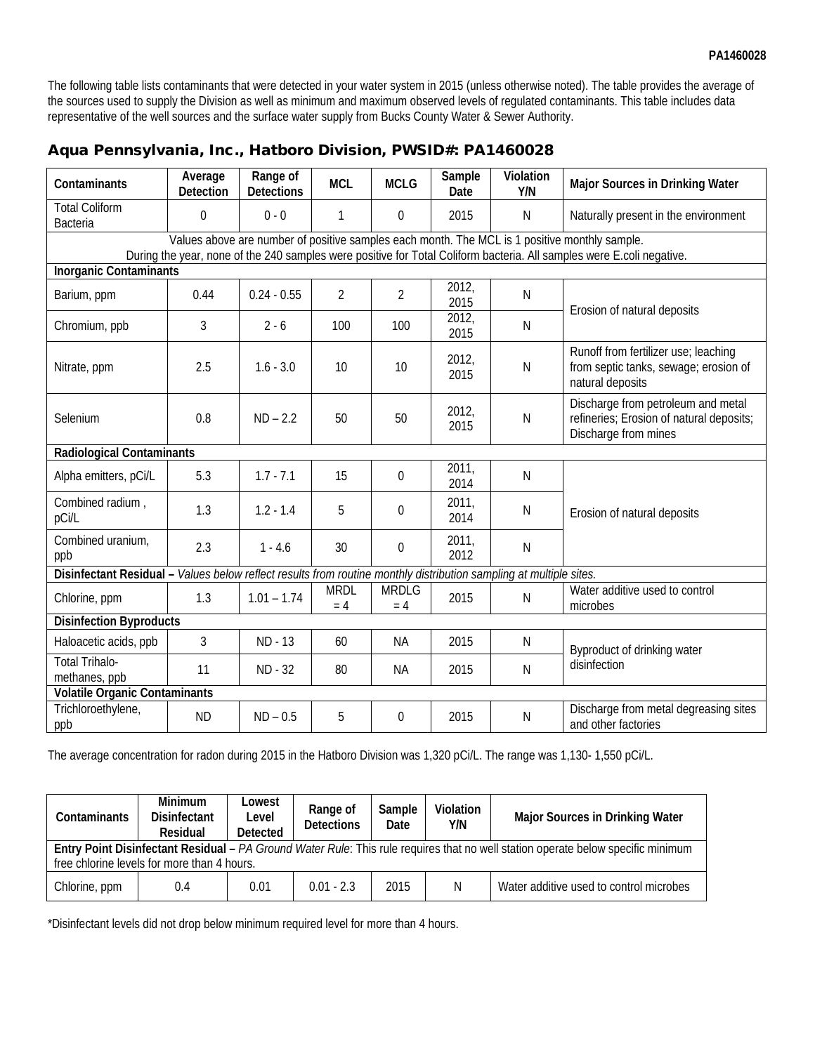The following table lists contaminants that were detected in your water system in 2015 (unless otherwise noted). The table provides the average of the sources used to supply the Division as well as minimum and maximum observed levels of regulated contaminants. This table includes data representative of the well sources and the surface water supply from Bucks County Water & Sewer Authority.

## Aqua Pennsylvania, Inc., Hatboro Division, PWSID#: PA1460028

| Contaminants | Average Detection | Range of Detections | MCL | MCLG | Sample Date | Violation Y/N | Major Sources in Drinking Water |
|---|---|---|---|---|---|---|---|
| Total Coliform Bacteria | 0 | 0 - 0 | 1 | 0 | 2015 | N | Naturally present in the environment |
| Values above are number of positive samples each month. The MCL is 1 positive monthly sample. During the year, none of the 240 samples were positive for Total Coliform bacteria. All samples were E.coli negative. | | | | | | | |
| **Inorganic Contaminants** | | | | | | | |
| Barium, ppm | 0.44 | 0.24 - 0.55 | 2 | 2 | 2012, 2015 | N | Erosion of natural deposits |
| Chromium, ppb | 3 | 2 - 6 | 100 | 100 | 2012, 2015 | N | Erosion of natural deposits |
| Nitrate, ppm | 2.5 | 1.6 - 3.0 | 10 | 10 | 2012, 2015 | N | Runoff from fertilizer use; leaching from septic tanks, sewage; erosion of natural deposits |
| Selenium | 0.8 | ND – 2.2 | 50 | 50 | 2012, 2015 | N | Discharge from petroleum and metal refineries; Erosion of natural deposits; Discharge from mines |
| **Radiological Contaminants** | | | | | | | |
| Alpha emitters, pCi/L | 5.3 | 1.7 - 7.1 | 15 | 0 | 2011, 2014 | N | Erosion of natural deposits |
| Combined radium , pCi/L | 1.3 | 1.2 - 1.4 | 5 | 0 | 2011, 2014 | N | Erosion of natural deposits |
| Combined uranium, ppb | 2.3 | 1 - 4.6 | 30 | 0 | 2011, 2012 | N | Erosion of natural deposits |
| **Disinfectant Residual** – *Values below reflect results from routine monthly distribution sampling at multiple sites.* | | | | | | | |
| Chlorine, ppm | 1.3 | 1.01 – 1.74 | MRDL = 4 | MRDLG = 4 | 2015 | N | Water additive used to control microbes |
| **Disinfection Byproducts** | | | | | | | |
| Haloacetic acids, ppb | 3 | ND - 13 | 60 | NA | 2015 | N | Byproduct of drinking water disinfection |
| Total Trihalo-methanes, ppb | 11 | ND - 32 | 80 | NA | 2015 | N | Byproduct of drinking water disinfection |
| **Volatile Organic Contaminants** | | | | | | | |
| Trichloroethylene, ppb | ND | ND – 0.5 | 5 | 0 | 2015 | N | Discharge from metal degreasing sites and other factories |

The average concentration for radon during 2015 in the Hatboro Division was 1,320 pCi/L. The range was 1,130- 1,550 pCi/L.

| Contaminants | Minimum Disinfectant Residual | Lowest Level Detected | Range of Detections | Sample Date | Violation Y/N | Major Sources in Drinking Water |
|---|---|---|---|---|---|---|
| **Entry Point Disinfectant Residual** – *PA Ground Water Rule*: This rule requires that no well station operate below specific minimum free chlorine levels for more than 4 hours. | | | | | | |
| Chlorine, ppm | 0.4 | 0.01 | 0.01 - 2.3 | 2015 | N | Water additive used to control microbes |

*Disinfectant levels did not drop below minimum required level for more than 4 hours.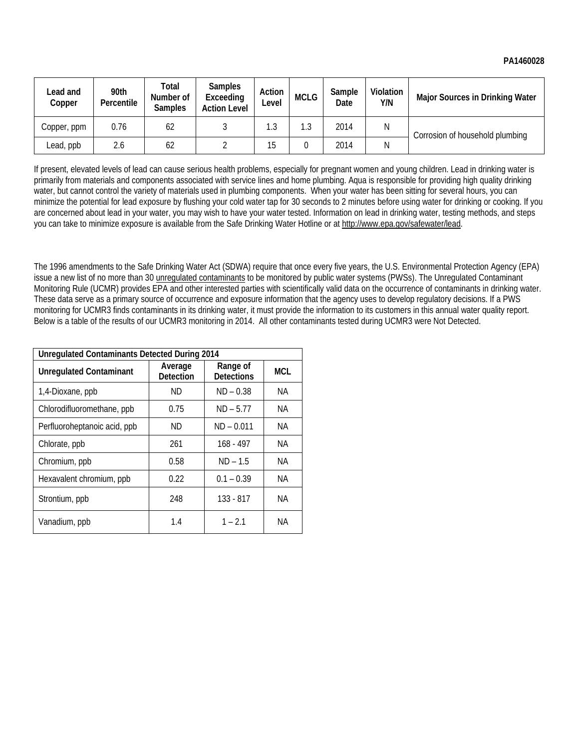PA1460028

| Lead and Copper | 90th Percentile | Total Number of Samples | Samples Exceeding Action Level | Action Level | MCLG | Sample Date | Violation Y/N | Major Sources in Drinking Water |
|---|---|---|---|---|---|---|---|---|
| Copper, ppm | 0.76 | 62 | 3 | 1.3 | 1.3 | 2014 | N | Corrosion of household plumbing |
| Lead, ppb | 2.6 | 62 | 2 | 15 | 0 | 2014 | N | |

If present, elevated levels of lead can cause serious health problems, especially for pregnant women and young children. Lead in drinking water is primarily from materials and components associated with service lines and home plumbing. Aqua is responsible for providing high quality drinking water, but cannot control the variety of materials used in plumbing components. When your water has been sitting for several hours, you can minimize the potential for lead exposure by flushing your cold water tap for 30 seconds to 2 minutes before using water for drinking or cooking. If you are concerned about lead in your water, you may wish to have your water tested. Information on lead in drinking water, testing methods, and steps you can take to minimize exposure is available from the Safe Drinking Water Hotline or at http://www.epa.gov/safewater/lead.

The 1996 amendments to the Safe Drinking Water Act (SDWA) require that once every five years, the U.S. Environmental Protection Agency (EPA) issue a new list of no more than 30 unregulated contaminants to be monitored by public water systems (PWSs). The Unregulated Contaminant Monitoring Rule (UCMR) provides EPA and other interested parties with scientifically valid data on the occurrence of contaminants in drinking water. These data serve as a primary source of occurrence and exposure information that the agency uses to develop regulatory decisions. If a PWS monitoring for UCMR3 finds contaminants in its drinking water, it must provide the information to its customers in this annual water quality report. Below is a table of the results of our UCMR3 monitoring in 2014. All other contaminants tested during UCMR3 were Not Detected.

| Unregulated Contaminants Detected During 2014 | | | |
|---|---|---|---|
| **Unregulated Contaminant** | **Average Detection** | **Range of Detections** | **MCL** |
| 1,4-Dioxane, ppb | ND | ND – 0.38 | NA |
| Chlorodifluoromethane, ppb | 0.75 | ND – 5.77 | NA |
| Perfluoroheptanoic acid, ppb | ND | ND – 0.011 | NA |
| Chlorate, ppb | 261 | 168 - 497 | NA |
| Chromium, ppb | 0.58 | ND – 1.5 | NA |
| Hexavalent chromium, ppb | 0.22 | 0.1 – 0.39 | NA |
| Strontium, ppb | 248 | 133 - 817 | NA |
| Vanadium, ppb | 1.4 | 1 – 2.1 | NA |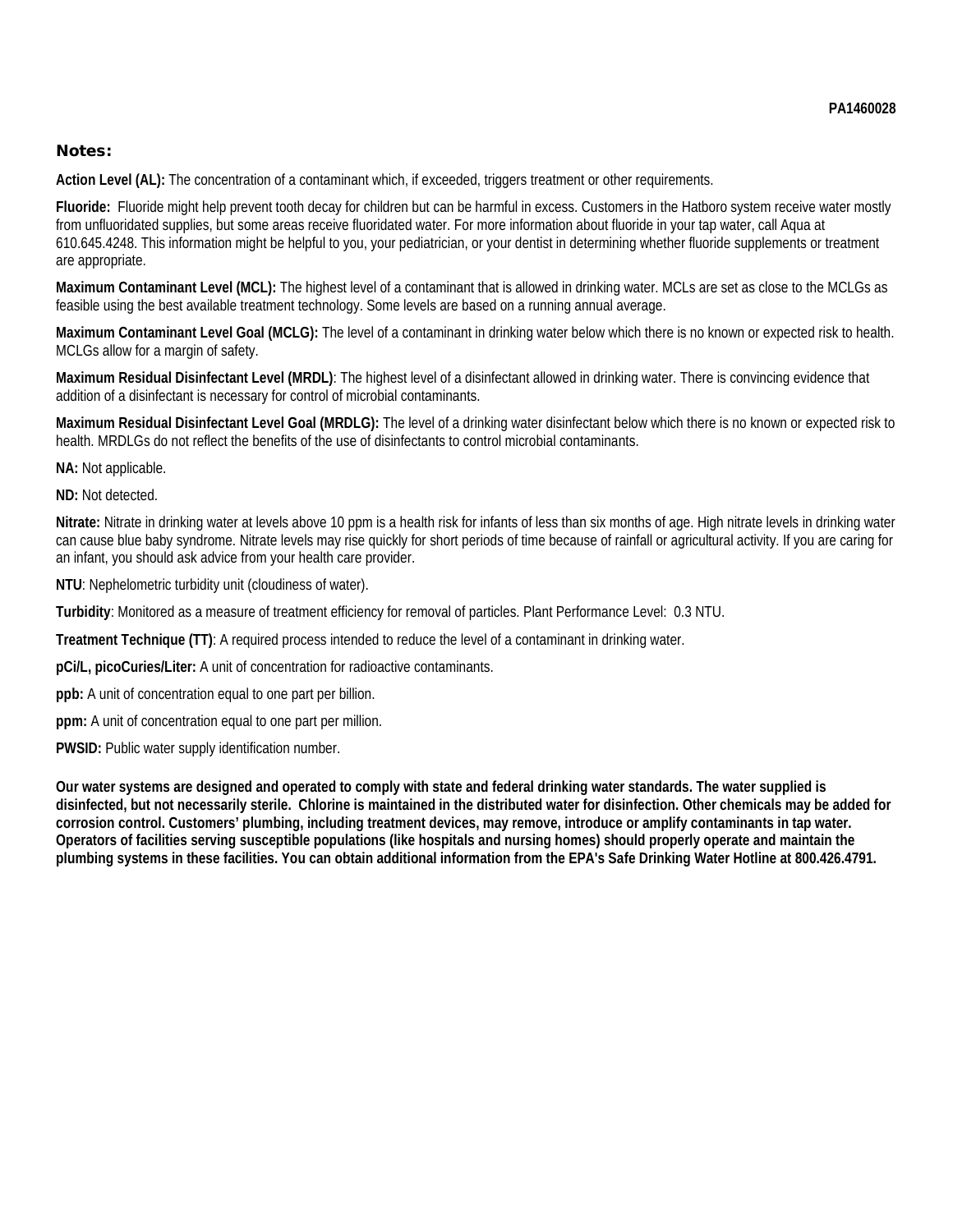PA1460028

**Notes:**

**Action Level (AL):** The concentration of a contaminant which, if exceeded, triggers treatment or other requirements.

**Fluoride:** Fluoride might help prevent tooth decay for children but can be harmful in excess. Customers in the Hatboro system receive water mostly from unfluoridated supplies, but some areas receive fluoridated water. For more information about fluoride in your tap water, call Aqua at 610.645.4248. This information might be helpful to you, your pediatrician, or your dentist in determining whether fluoride supplements or treatment are appropriate.

**Maximum Contaminant Level (MCL):** The highest level of a contaminant that is allowed in drinking water. MCLs are set as close to the MCLGs as feasible using the best available treatment technology. Some levels are based on a running annual average.

**Maximum Contaminant Level Goal (MCLG):** The level of a contaminant in drinking water below which there is no known or expected risk to health. MCLGs allow for a margin of safety.

**Maximum Residual Disinfectant Level (MRDL)**: The highest level of a disinfectant allowed in drinking water. There is convincing evidence that addition of a disinfectant is necessary for control of microbial contaminants.

**Maximum Residual Disinfectant Level Goal (MRDLG):** The level of a drinking water disinfectant below which there is no known or expected risk to health. MRDLGs do not reflect the benefits of the use of disinfectants to control microbial contaminants.

**NA:** Not applicable.

**ND:** Not detected.

**Nitrate:** Nitrate in drinking water at levels above 10 ppm is a health risk for infants of less than six months of age. High nitrate levels in drinking water can cause blue baby syndrome. Nitrate levels may rise quickly for short periods of time because of rainfall or agricultural activity. If you are caring for an infant, you should ask advice from your health care provider.

**NTU**: Nephelometric turbidity unit (cloudiness of water).

**Turbidity**: Monitored as a measure of treatment efficiency for removal of particles. Plant Performance Level: 0.3 NTU.

**Treatment Technique (TT)**: A required process intended to reduce the level of a contaminant in drinking water.

**pCi/L, picoCuries/Liter:** A unit of concentration for radioactive contaminants.

**ppb:** A unit of concentration equal to one part per billion.

**ppm:** A unit of concentration equal to one part per million.

**PWSID:** Public water supply identification number.

**Our water systems are designed and operated to comply with state and federal drinking water standards. The water supplied is disinfected, but not necessarily sterile. Chlorine is maintained in the distributed water for disinfection. Other chemicals may be added for corrosion control. Customers' plumbing, including treatment devices, may remove, introduce or amplify contaminants in tap water. Operators of facilities serving susceptible populations (like hospitals and nursing homes) should properly operate and maintain the plumbing systems in these facilities. You can obtain additional information from the EPA's Safe Drinking Water Hotline at 800.426.4791.**